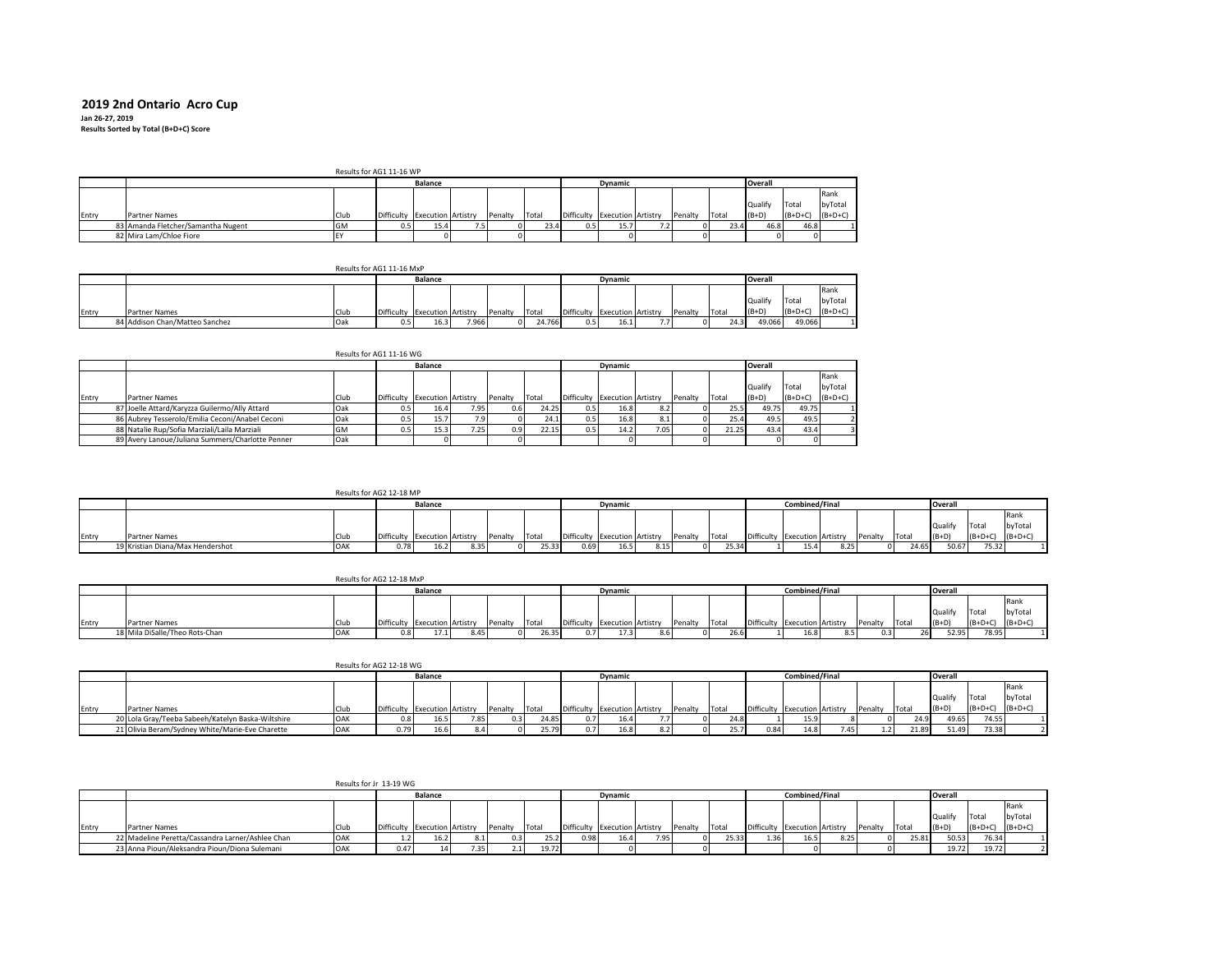# 2019 2nd Ontario Acro Cup

**Jan 26-27, 2019**
**Results Sorted by Total (B+D+C) Score**

Results for AG1 11-16 WP

| | | | Balance | | | | | Dynamic | | | | | Overall | | |
|---|---|---|---|---|---|---|---|---|---|---|---|---|---|---|---|
| Entry | Partner Names | Club | Difficulty | Execution | Artistry | Penalty | Total | Difficulty | Execution | Artistry | Penalty | Total | Qualify (B+D) | Total (B+D+C) | Rank byTotal (B+D+C) |
| 83 | Amanda Fletcher/Samantha Nugent | GM | 0.5 | 15.4 | 7.5 | 0 | 23.4 | 0.5 | 15.7 | 7.2 | 0 | 23.4 | 46.8 | 46.8 | 1 |
| 82 | Mira Lam/Chloe Fiore | EY | | 0 | | 0 | | | 0 | | 0 | | 0 | 0 | |

Results for AG1 11-16 MxP

| | | | Balance | | | | | Dynamic | | | | | Overall | | |
|---|---|---|---|---|---|---|---|---|---|---|---|---|---|---|---|
| Entry | Partner Names | Club | Difficulty | Execution | Artistry | Penalty | Total | Difficulty | Execution | Artistry | Penalty | Total | Qualify (B+D) | Total (B+D+C) | Rank byTotal (B+D+C) |
| 84 | Addison Chan/Matteo Sanchez | Oak | 0.5 | 16.3 | 7.966 | 0 | 24.766 | 0.5 | 16.1 | 7.7 | 0 | 24.3 | 49.066 | 49.066 | 1 |

Results for AG1 11-16 WG

| | | | Balance | | | | | Dynamic | | | | | Overall | | |
|---|---|---|---|---|---|---|---|---|---|---|---|---|---|---|---|
| Entry | Partner Names | Club | Difficulty | Execution | Artistry | Penalty | Total | Difficulty | Execution | Artistry | Penalty | Total | Qualify (B+D) | Total (B+D+C) | Rank byTotal (B+D+C) |
| 87 | Joelle Attard/Karyzza Guilermo/Ally Attard | Oak | 0.5 | 16.4 | 7.95 | 0.6 | 24.25 | 0.5 | 16.8 | 8.2 | 0 | 25.5 | 49.75 | 49.75 | 1 |
| 86 | Aubrey Tesserolo/Emilia Ceconi/Anabel Ceconi | Oak | 0.5 | 15.7 | 7.9 | 0 | 24.1 | 0.5 | 16.8 | 8.1 | 0 | 25.4 | 49.5 | 49.5 | 2 |
| 88 | Natalie Rup/Sofia Marziali/Laila Marziali | GM | 0.5 | 15.3 | 7.25 | 0.9 | 22.15 | 0.5 | 14.2 | 7.05 | 0 | 21.25 | 43.4 | 43.4 | 3 |
| 89 | Avery Lanoue/Juliana Summers/Charlotte Penner | Oak | | 0 | | 0 | | | 0 | | 0 | | 0 | 0 | |

Results for AG2 12-18 MP

| | | | Balance | | | | | Dynamic | | | | | Combined/Final | | | | | Overall | | |
|---|---|---|---|---|---|---|---|---|---|---|---|---|---|---|---|---|---|---|---|---|
| Entry | Partner Names | Club | Difficulty | Execution | Artistry | Penalty | Total | Difficulty | Execution | Artistry | Penalty | Total | Difficulty | Execution | Artistry | Penalty | Total | Qualify (B+D) | Total (B+D+C) | Rank byTotal (B+D+C) |
| 19 | Kristian Diana/Max Hendershot | OAK | 0.78 | 16.2 | 8.35 | 0 | 25.33 | 0.69 | 16.5 | 8.15 | 0 | 25.34 | 1 | 15.4 | 8.25 | 0 | 24.65 | 50.67 | 75.32 | 1 |

Results for AG2 12-18 MxP

| | | | Balance | | | | | Dynamic | | | | | Combined/Final | | | | | Overall | | |
|---|---|---|---|---|---|---|---|---|---|---|---|---|---|---|---|---|---|---|---|---|
| Entry | Partner Names | Club | Difficulty | Execution | Artistry | Penalty | Total | Difficulty | Execution | Artistry | Penalty | Total | Difficulty | Execution | Artistry | Penalty | Total | Qualify (B+D) | Total (B+D+C) | Rank byTotal (B+D+C) |
| 18 | Mila DiSalle/Theo Rots-Chan | OAK | 0.8 | 17.1 | 8.45 | 0 | 26.35 | 0.7 | 17.3 | 8.6 | 0 | 26.6 | 1 | 16.8 | 8.5 | 0.3 | 26 | 52.95 | 78.95 | 1 |

Results for AG2 12-18 WG

| | | | Balance | | | | | Dynamic | | | | | Combined/Final | | | | | Overall | | |
|---|---|---|---|---|---|---|---|---|---|---|---|---|---|---|---|---|---|---|---|---|
| Entry | Partner Names | Club | Difficulty | Execution | Artistry | Penalty | Total | Difficulty | Execution | Artistry | Penalty | Total | Difficulty | Execution | Artistry | Penalty | Total | Qualify (B+D) | Total (B+D+C) | Rank byTotal (B+D+C) |
| 20 | Lola Gray/Teeba Sabeeh/Katelyn Baska-Wiltshire | OAK | 0.8 | 16.5 | 7.85 | 0.3 | 24.85 | 0.7 | 16.4 | 7.7 | 0 | 24.8 | 1 | 15.9 | 8 | 0 | 24.9 | 49.65 | 74.55 | 1 |
| 21 | Olivia Beram/Sydney White/Marie-Eve Charette | OAK | 0.79 | 16.6 | 8.4 | 0 | 25.79 | 0.7 | 16.8 | 8.2 | 0 | 25.7 | 0.84 | 14.8 | 7.45 | 1.2 | 21.89 | 51.49 | 73.38 | 2 |

Results for Jr 13-19 WG

| | | | Balance | | | | | Dynamic | | | | | Combined/Final | | | | | Overall | | |
|---|---|---|---|---|---|---|---|---|---|---|---|---|---|---|---|---|---|---|---|---|
| Entry | Partner Names | Club | Difficulty | Execution | Artistry | Penalty | Total | Difficulty | Execution | Artistry | Penalty | Total | Difficulty | Execution | Artistry | Penalty | Total | Qualify (B+D) | Total (B+D+C) | Rank byTotal (B+D+C) |
| 22 | Madeline Peretta/Cassandra Larner/Ashlee Chan | OAK | 1.2 | 16.2 | 8.1 | 0.3 | 25.2 | 0.98 | 16.4 | 7.95 | 0 | 25.33 | 1.36 | 16.5 | 8.25 | 0 | 25.81 | 50.53 | 76.34 | 1 |
| 23 | Anna Pioun/Aleksandra Pioun/Diona Sulemani | OAK | 0.47 | 14 | 7.35 | 2.1 | 19.72 | | 0 | | 0 | | | 0 | | 0 | | 19.72 | 19.72 | 2 |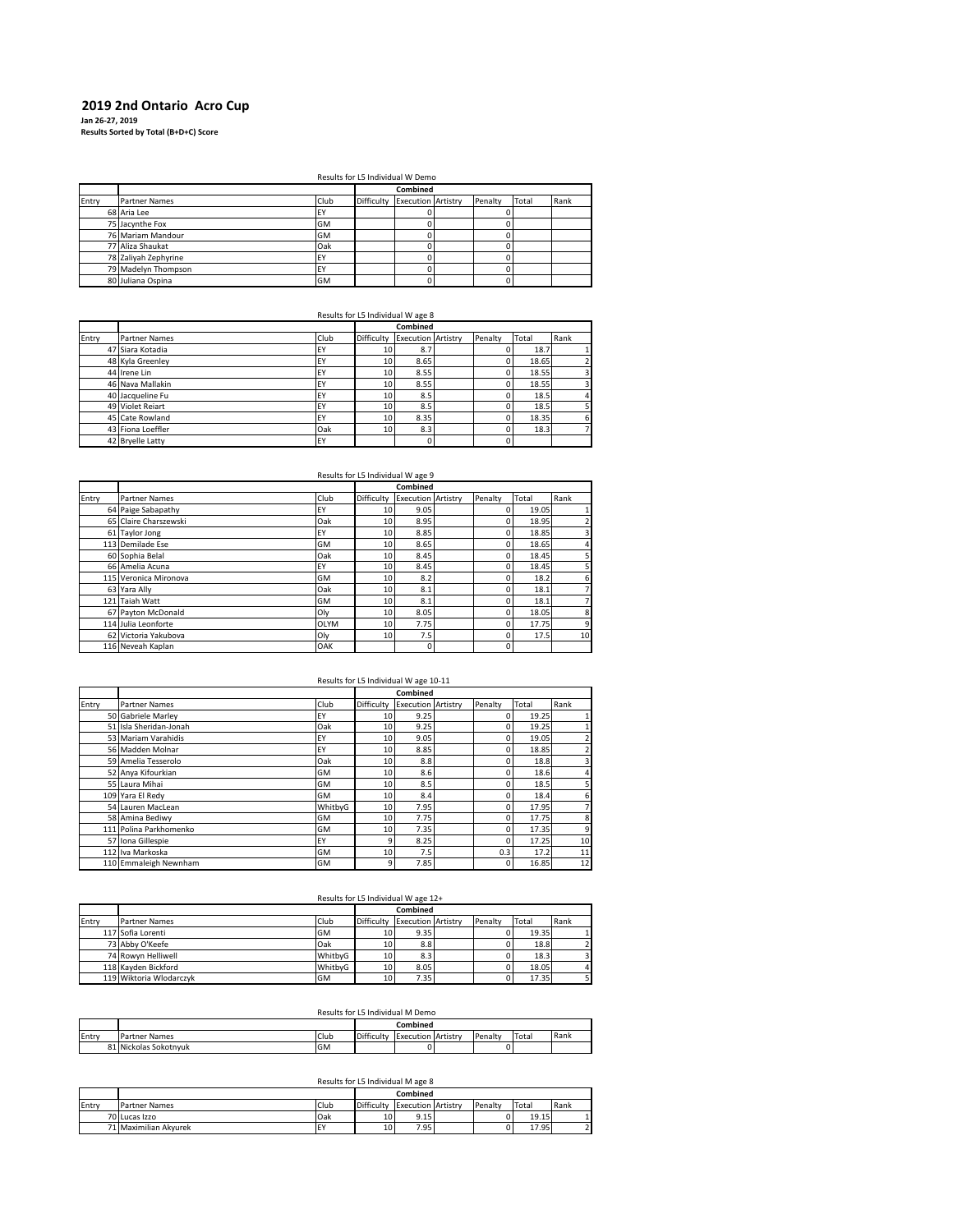# 2019 2nd Ontario Acro Cup

**Jan 26-27, 2019**
**Results Sorted by Total (B+D+C) Score**

Results for L5 Individual W Demo

| | | | Combined | | | | | |
|---|---|---|---|---|---|---|---|---|
| Entry | Partner Names | Club | Difficulty | Execution | Artistry | Penalty | Total | Rank |
| 68 | Aria Lee | EY | | 0 | | 0 | | |
| 75 | Jacynthe Fox | GM | | 0 | | 0 | | |
| 76 | Mariam Mandour | GM | | 0 | | 0 | | |
| 77 | Aliza Shaukat | Oak | | 0 | | 0 | | |
| 78 | Zaliyah Zephyrine | EY | | 0 | | 0 | | |
| 79 | Madelyn Thompson | EY | | 0 | | 0 | | |
| 80 | Juliana Ospina | GM | | 0 | | 0 | | |

Results for L5 Individual W age 8

| | | | Combined | | | | | |
|---|---|---|---|---|---|---|---|---|
| Entry | Partner Names | Club | Difficulty | Execution | Artistry | Penalty | Total | Rank |
| 47 | Siara Kotadia | EY | 10 | 8.7 | | 0 | 18.7 | 1 |
| 48 | Kyla Greenley | EY | 10 | 8.65 | | 0 | 18.65 | 2 |
| 44 | Irene Lin | EY | 10 | 8.55 | | 0 | 18.55 | 3 |
| 46 | Nava Mallakin | EY | 10 | 8.55 | | 0 | 18.55 | 3 |
| 40 | Jacqueline Fu | EY | 10 | 8.5 | | 0 | 18.5 | 4 |
| 49 | Violet Reiart | EY | 10 | 8.5 | | 0 | 18.5 | 5 |
| 45 | Cate Rowland | EY | 10 | 8.35 | | 0 | 18.35 | 6 |
| 43 | Fiona Loeffler | Oak | 10 | 8.3 | | 0 | 18.3 | 7 |
| 42 | Bryelle Latty | EY | | 0 | | 0 | | |

Results for L5 Individual W age 9

| | | | Combined | | | | | |
|---|---|---|---|---|---|---|---|---|
| Entry | Partner Names | Club | Difficulty | Execution | Artistry | Penalty | Total | Rank |
| 64 | Paige Sabapathy | EY | 10 | 9.05 | | 0 | 19.05 | 1 |
| 65 | Claire Charszewski | Oak | 10 | 8.95 | | 0 | 18.95 | 2 |
| 61 | Taylor Jong | EY | 10 | 8.85 | | 0 | 18.85 | 3 |
| 113 | Demilade Ese | GM | 10 | 8.65 | | 0 | 18.65 | 4 |
| 60 | Sophia Belal | Oak | 10 | 8.45 | | 0 | 18.45 | 5 |
| 66 | Amelia Acuna | EY | 10 | 8.45 | | 0 | 18.45 | 5 |
| 115 | Veronica Mironova | GM | 10 | 8.2 | | 0 | 18.2 | 6 |
| 63 | Yara Ally | Oak | 10 | 8.1 | | 0 | 18.1 | 7 |
| 121 | Taiah Watt | GM | 10 | 8.1 | | 0 | 18.1 | 7 |
| 67 | Payton McDonald | Oly | 10 | 8.05 | | 0 | 18.05 | 8 |
| 114 | Julia Leonforte | OLYM | 10 | 7.75 | | 0 | 17.75 | 9 |
| 62 | Victoria Yakubova | Oly | 10 | 7.5 | | 0 | 17.5 | 10 |
| 116 | Neveah Kaplan | OAK | | 0 | | 0 | | |

Results for L5 Individual W age 10-11

| | | | Combined | | | | | |
|---|---|---|---|---|---|---|---|---|
| Entry | Partner Names | Club | Difficulty | Execution | Artistry | Penalty | Total | Rank |
| 50 | Gabriele Marley | EY | 10 | 9.25 | | 0 | 19.25 | 1 |
| 51 | Isla Sheridan-Jonah | Oak | 10 | 9.25 | | 0 | 19.25 | 1 |
| 53 | Mariam Varahidis | EY | 10 | 9.05 | | 0 | 19.05 | 2 |
| 56 | Madden Molnar | EY | 10 | 8.85 | | 0 | 18.85 | 2 |
| 59 | Amelia Tesserolo | Oak | 10 | 8.8 | | 0 | 18.8 | 3 |
| 52 | Anya Kifourkian | GM | 10 | 8.6 | | 0 | 18.6 | 4 |
| 55 | Laura Mihai | GM | 10 | 8.5 | | 0 | 18.5 | 5 |
| 109 | Yara El Redy | GM | 10 | 8.4 | | 0 | 18.4 | 6 |
| 54 | Lauren MacLean | WhitbyG | 10 | 7.95 | | 0 | 17.95 | 7 |
| 58 | Amina Bediwy | GM | 10 | 7.75 | | 0 | 17.75 | 8 |
| 111 | Polina Parkhomenko | GM | 10 | 7.35 | | 0 | 17.35 | 9 |
| 57 | Iona Gillespie | EY | 9 | 8.25 | | 0 | 17.25 | 10 |
| 112 | Iva Markoska | GM | 10 | 7.5 | | 0.3 | 17.2 | 11 |
| 110 | Emmaleigh Newnham | GM | 9 | 7.85 | | 0 | 16.85 | 12 |

Results for L5 Individual W age 12+

| | | | Combined | | | | | |
|---|---|---|---|---|---|---|---|---|
| Entry | Partner Names | Club | Difficulty | Execution | Artistry | Penalty | Total | Rank |
| 117 | Sofia Lorenti | GM | 10 | 9.35 | | 0 | 19.35 | 1 |
| 73 | Abby O'Keefe | Oak | 10 | 8.8 | | 0 | 18.8 | 2 |
| 74 | Rowyn Helliwell | WhitbyG | 10 | 8.3 | | 0 | 18.3 | 3 |
| 118 | Kayden Bickford | WhitbyG | 10 | 8.05 | | 0 | 18.05 | 4 |
| 119 | Wiktoria Wlodarczyk | GM | 10 | 7.35 | | 0 | 17.35 | 5 |

Results for L5 Individual M Demo

| | | | Combined | | | | | |
|---|---|---|---|---|---|---|---|---|
| Entry | Partner Names | Club | Difficulty | Execution | Artistry | Penalty | Total | Rank |
| 81 | Nickolas Sokotnyuk | GM | | 0 | | 0 | | |

Results for L5 Individual M age 8

| | | | Combined | | | | | |
|---|---|---|---|---|---|---|---|---|
| Entry | Partner Names | Club | Difficulty | Execution | Artistry | Penalty | Total | Rank |
| 70 | Lucas Izzo | Oak | 10 | 9.15 | | 0 | 19.15 | 1 |
| 71 | Maximilian Akyurek | EY | 10 | 7.95 | | 0 | 17.95 | 2 |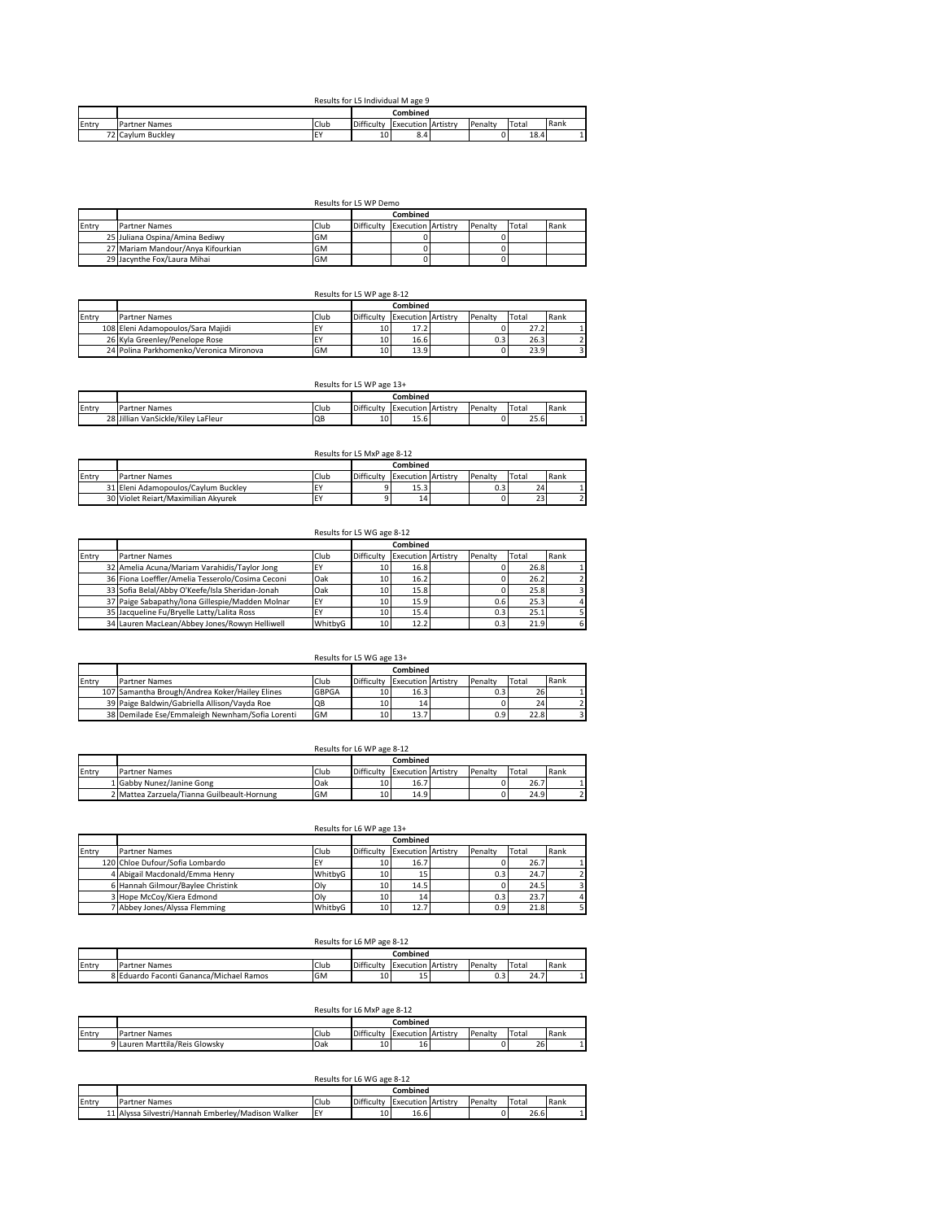Results for L5 Individual M age 9

| | | | Combined | | | | | |
|---|---|---|---|---|---|---|---|---|
| Entry | Partner Names | Club | Difficulty | Execution | Artistry | Penalty | Total | Rank |
| 72 | Caylum Buckley | EY | 10 | 8.4 | | 0 | 18.4 | 1 |

Results for L5 WP Demo

| | | | Combined | | | | | |
|---|---|---|---|---|---|---|---|---|
| Entry | Partner Names | Club | Difficulty | Execution | Artistry | Penalty | Total | Rank |
| 25 | Juliana Ospina/Amina Bediwy | GM | | 0 | | 0 | | |
| 27 | Mariam Mandour/Anya Kifourkian | GM | | 0 | | 0 | | |
| 29 | Jacynthe Fox/Laura Mihai | GM | | 0 | | 0 | | |

Results for L5 WP age 8-12

| | | | Combined | | | | | |
|---|---|---|---|---|---|---|---|---|
| Entry | Partner Names | Club | Difficulty | Execution | Artistry | Penalty | Total | Rank |
| 108 | Eleni Adamopoulos/Sara Majidi | EY | 10 | 17.2 | | 0 | 27.2 | 1 |
| 26 | Kyla Greenley/Penelope Rose | EY | 10 | 16.6 | | 0.3 | 26.3 | 2 |
| 24 | Polina Parkhomenko/Veronica Mironova | GM | 10 | 13.9 | | 0 | 23.9 | 3 |

Results for L5 WP age 13+

| | | | Combined | | | | | |
|---|---|---|---|---|---|---|---|---|
| Entry | Partner Names | Club | Difficulty | Execution | Artistry | Penalty | Total | Rank |
| 28 | Jillian VanSickle/Kiley LaFleur | QB | 10 | 15.6 | | 0 | 25.6 | 1 |

Results for L5 MxP age 8-12

| | | | Combined | | | | | |
|---|---|---|---|---|---|---|---|---|
| Entry | Partner Names | Club | Difficulty | Execution | Artistry | Penalty | Total | Rank |
| 31 | Eleni Adamopoulos/Caylum Buckley | EY | 9 | 15.3 | | 0.3 | 24 | 1 |
| 30 | Violet Reiart/Maximilian Akyurek | EY | 9 | 14 | | 0 | 23 | 2 |

Results for L5 WG age 8-12

| | | | Combined | | | | | |
|---|---|---|---|---|---|---|---|---|
| Entry | Partner Names | Club | Difficulty | Execution | Artistry | Penalty | Total | Rank |
| 32 | Amelia Acuna/Mariam Varahidis/Taylor Jong | EY | 10 | 16.8 | | 0 | 26.8 | 1 |
| 36 | Fiona Loeffler/Amelia Tesserolo/Cosima Ceconi | Oak | 10 | 16.2 | | 0 | 26.2 | 2 |
| 33 | Sofia Belal/Abby O'Keefe/Isla Sheridan-Jonah | Oak | 10 | 15.8 | | 0 | 25.8 | 3 |
| 37 | Paige Sabapathy/Iona Gillespie/Madden Molnar | EY | 10 | 15.9 | | 0.6 | 25.3 | 4 |
| 35 | Jacqueline Fu/Bryelle Latty/Lalita Ross | EY | 10 | 15.4 | | 0.3 | 25.1 | 5 |
| 34 | Lauren MacLean/Abbey Jones/Rowyn Helliwell | WhitbyG | 10 | 12.2 | | 0.3 | 21.9 | 6 |

Results for L5 WG age 13+

| | | | Combined | | | | | |
|---|---|---|---|---|---|---|---|---|
| Entry | Partner Names | Club | Difficulty | Execution | Artistry | Penalty | Total | Rank |
| 107 | Samantha Brough/Andrea Koker/Hailey Elines | GBPGA | 10 | 16.3 | | 0.3 | 26 | 1 |
| 39 | Paige Baldwin/Gabriella Allison/Vayda Roe | QB | 10 | 14 | | 0 | 24 | 2 |
| 38 | Demilade Ese/Emmaleigh Newnham/Sofia Lorenti | GM | 10 | 13.7 | | 0.9 | 22.8 | 3 |

Results for L6 WP age 8-12

| | | | Combined | | | | | |
|---|---|---|---|---|---|---|---|---|
| Entry | Partner Names | Club | Difficulty | Execution | Artistry | Penalty | Total | Rank |
| 1 | Gabby Nunez/Janine Gong | Oak | 10 | 16.7 | | 0 | 26.7 | 1 |
| 2 | Mattea Zarzuela/Tianna Guilbeault-Hornung | GM | 10 | 14.9 | | 0 | 24.9 | 2 |

Results for L6 WP age 13+

| | | | Combined | | | | | |
|---|---|---|---|---|---|---|---|---|
| Entry | Partner Names | Club | Difficulty | Execution | Artistry | Penalty | Total | Rank |
| 120 | Chloe Dufour/Sofia Lombardo | EY | 10 | 16.7 | | 0 | 26.7 | 1 |
| 4 | Abigail Macdonald/Emma Henry | WhitbyG | 10 | 15 | | 0.3 | 24.7 | 2 |
| 6 | Hannah Gilmour/Baylee Christink | Oly | 10 | 14.5 | | 0 | 24.5 | 3 |
| 3 | Hope McCoy/Kiera Edmond | Oly | 10 | 14 | | 0.3 | 23.7 | 4 |
| 7 | Abbey Jones/Alyssa Flemming | WhitbyG | 10 | 12.7 | | 0.9 | 21.8 | 5 |

Results for L6 MP age 8-12

| | | | Combined | | | | | |
|---|---|---|---|---|---|---|---|---|
| Entry | Partner Names | Club | Difficulty | Execution | Artistry | Penalty | Total | Rank |
| 8 | Eduardo Faconti Gananca/Michael Ramos | GM | 10 | 15 | | 0.3 | 24.7 | 1 |

Results for L6 MxP age 8-12

| | | | Combined | | | | | |
|---|---|---|---|---|---|---|---|---|
| Entry | Partner Names | Club | Difficulty | Execution | Artistry | Penalty | Total | Rank |
| 9 | Lauren Marttila/Reis Glowsky | Oak | 10 | 16 | | 0 | 26 | 1 |

Results for L6 WG age 8-12

| | | | Combined | | | | | |
|---|---|---|---|---|---|---|---|---|
| Entry | Partner Names | Club | Difficulty | Execution | Artistry | Penalty | Total | Rank |
| 11 | Alyssa Silvestri/Hannah Emberley/Madison Walker | EY | 10 | 16.6 | | 0 | 26.6 | 1 |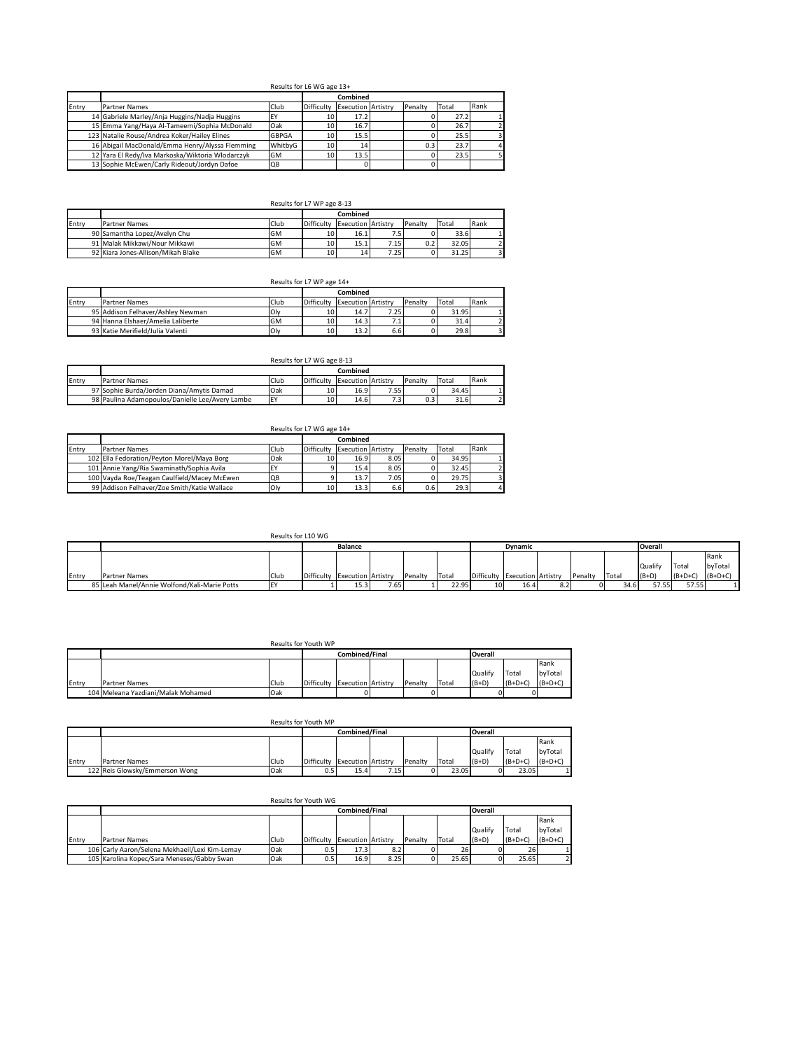Results for L6 WG age 13+

| | | | Combined | | | | | |
|---|---|---|---|---|---|---|---|---|
| Entry | Partner Names | Club | Difficulty | Execution | Artistry | Penalty | Total | Rank |
| 14 | Gabriele Marley/Anja Huggins/Nadja Huggins | EY | 10 | 17.2 | | 0 | 27.2 | 1 |
| 15 | Emma Yang/Haya Al-Tameemi/Sophia McDonald | Oak | 10 | 16.7 | | 0 | 26.7 | 2 |
| 123 | Natalie Rouse/Andrea Koker/Hailey Elines | GBPGA | 10 | 15.5 | | 0 | 25.5 | 3 |
| 16 | Abigail MacDonald/Emma Henry/Alyssa Flemming | WhitbyG | 10 | 14 | | 0.3 | 23.7 | 4 |
| 12 | Yara El Redy/Iva Markoska/Wiktoria Wlodarczyk | GM | 10 | 13.5 | | 0 | 23.5 | 5 |
| 13 | Sophie McEwen/Carly Rideout/Jordyn Dafoe | QB | | 0 | | 0 | | |

Results for L7 WP age 8-13

| | | | Combined | | | | | |
|---|---|---|---|---|---|---|---|---|
| Entry | Partner Names | Club | Difficulty | Execution | Artistry | Penalty | Total | Rank |
| 90 | Samantha Lopez/Avelyn Chu | GM | 10 | 16.1 | 7.5 | 0 | 33.6 | 1 |
| 91 | Malak Mikkawi/Nour Mikkawi | GM | 10 | 15.1 | 7.15 | 0.2 | 32.05 | 2 |
| 92 | Kiara Jones-Allison/Mikah Blake | GM | 10 | 14 | 7.25 | 0 | 31.25 | 3 |

Results for L7 WP age 14+

| | | | Combined | | | | | |
|---|---|---|---|---|---|---|---|---|
| Entry | Partner Names | Club | Difficulty | Execution | Artistry | Penalty | Total | Rank |
| 95 | Addison Felhaver/Ashley Newman | Oly | 10 | 14.7 | 7.25 | 0 | 31.95 | 1 |
| 94 | Hanna Elshaer/Amelia Laliberte | GM | 10 | 14.3 | 7.1 | 0 | 31.4 | 2 |
| 93 | Katie Merifield/Julia Valenti | Oly | 10 | 13.2 | 6.6 | 0 | 29.8 | 3 |

Results for L7 WG age 8-13

| | | | Combined | | | | | |
|---|---|---|---|---|---|---|---|---|
| Entry | Partner Names | Club | Difficulty | Execution | Artistry | Penalty | Total | Rank |
| 97 | Sophie Burda/Jorden Diana/Amytis Damad | Oak | 10 | 16.9 | 7.55 | 0 | 34.45 | 1 |
| 98 | Paulina Adamopoulos/Danielle Lee/Avery Lambe | EY | 10 | 14.6 | 7.3 | 0.3 | 31.6 | 2 |

Results for L7 WG age 14+

| | | | Combined | | | | | |
|---|---|---|---|---|---|---|---|---|
| Entry | Partner Names | Club | Difficulty | Execution | Artistry | Penalty | Total | Rank |
| 102 | Ella Fedoration/Peyton Morel/Maya Borg | Oak | 10 | 16.9 | 8.05 | 0 | 34.95 | 1 |
| 101 | Annie Yang/Ria Swaminath/Sophia Avila | EY | 9 | 15.4 | 8.05 | 0 | 32.45 | 2 |
| 100 | Vayda Roe/Teagan Caulfield/Macey McEwen | QB | 9 | 13.7 | 7.05 | 0 | 29.75 | 3 |
| 99 | Addison Felhaver/Zoe Smith/Katie Wallace | Oly | 10 | 13.3 | 6.6 | 0.6 | 29.3 | 4 |

Results for L10 WG

| | | | Balance | | | | | Dynamic | | | | | Overall | | |
|---|---|---|---|---|---|---|---|---|---|---|---|---|---|---|---|
| Entry | Partner Names | Club | Difficulty | Execution | Artistry | Penalty | Total | Difficulty | Execution | Artistry | Penalty | Total | Qualify (B+D) | Total (B+D+C) | Rank byTotal (B+D+C) |
| 85 | Leah Manel/Annie Wolfond/Kali-Marie Potts | EY | 1 | 15.3 | 7.65 | 1 | 22.95 | 10 | 16.4 | 8.2 | 0 | 34.6 | 57.55 | 57.55 | 1 |

Results for Youth WP

| | | | Combined/Final | | | | | Overall | | |
|---|---|---|---|---|---|---|---|---|---|---|
| Entry | Partner Names | Club | Difficulty | Execution | Artistry | Penalty | Total | Qualify (B+D) | Total (B+D+C) | Rank byTotal (B+D+C) |
| 104 | Meleana Yazdiani/Malak Mohamed | Oak | | 0 | | 0 | | 0 | 0 | |

Results for Youth MP

| | | | Combined/Final | | | | | Overall | | |
|---|---|---|---|---|---|---|---|---|---|---|
| Entry | Partner Names | Club | Difficulty | Execution | Artistry | Penalty | Total | Qualify (B+D) | Total (B+D+C) | Rank byTotal (B+D+C) |
| 122 | Reis Glowsky/Emmerson Wong | Oak | 0.5 | 15.4 | 7.15 | 0 | 23.05 | 0 | 23.05 | 1 |

Results for Youth WG

| | | | Combined/Final | | | | | Overall | | |
|---|---|---|---|---|---|---|---|---|---|---|
| Entry | Partner Names | Club | Difficulty | Execution | Artistry | Penalty | Total | Qualify (B+D) | Total (B+D+C) | Rank byTotal (B+D+C) |
| 106 | Carly Aaron/Selena Mekhaeil/Lexi Kim-Lemay | Oak | 0.5 | 17.3 | 8.2 | 0 | 26 | 0 | 26 | 1 |
| 105 | Karolina Kopec/Sara Meneses/Gabby Swan | Oak | 0.5 | 16.9 | 8.25 | 0 | 25.65 | 0 | 25.65 | 2 |